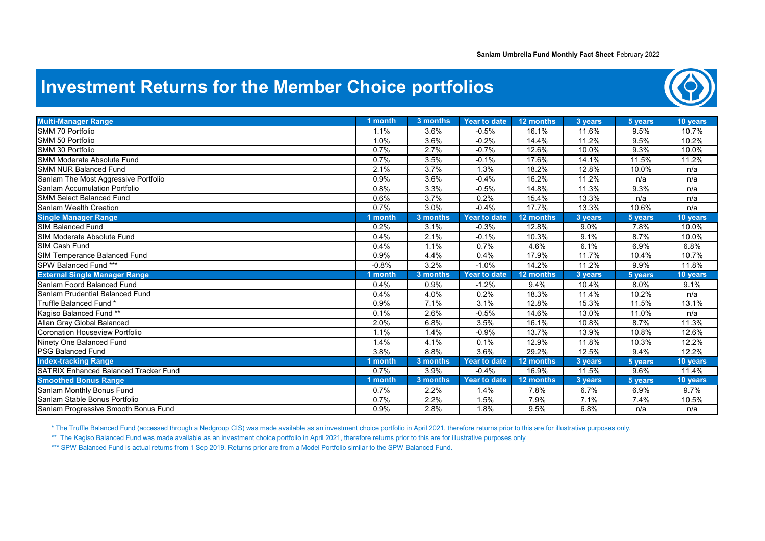Sanlam Umbrella Fund Monthly Fact Sheet February 2022

# Investment Returns for the Member Choice portfolios

| Multi-Manager Range | 1 month | 3 months | Year to date | 12 months | 3 years | 5 years | 10 years |
|---|---|---|---|---|---|---|---|
| SMM 70 Portfolio | 1.1% | 3.6% | -0.5% | 16.1% | 11.6% | 9.5% | 10.7% |
| SMM 50 Portfolio | 1.0% | 3.6% | -0.2% | 14.4% | 11.2% | 9.5% | 10.2% |
| SMM 30 Portfolio | 0.7% | 2.7% | -0.7% | 12.6% | 10.0% | 9.3% | 10.0% |
| SMM Moderate Absolute Fund | 0.7% | 3.5% | -0.1% | 17.6% | 14.1% | 11.5% | 11.2% |
| SMM NUR Balanced Fund | 2.1% | 3.7% | 1.3% | 18.2% | 12.8% | 10.0% | n/a |
| Sanlam The Most Aggressive Portfolio | 0.9% | 3.6% | -0.4% | 16.2% | 11.2% | n/a | n/a |
| Sanlam Accumulation Portfolio | 0.8% | 3.3% | -0.5% | 14.8% | 11.3% | 9.3% | n/a |
| SMM Select Balanced Fund | 0.6% | 3.7% | 0.2% | 15.4% | 13.3% | n/a | n/a |
| Sanlam Wealth Creation | 0.7% | 3.0% | -0.4% | 17.7% | 13.3% | 10.6% | n/a |
| **Single Manager Range** | **1 month** | **3 months** | **Year to date** | **12 months** | **3 years** | **5 years** | **10 years** |
| SIM Balanced Fund | 0.2% | 3.1% | -0.3% | 12.8% | 9.0% | 7.8% | 10.0% |
| SIM Moderate Absolute Fund | 0.4% | 2.1% | -0.1% | 10.3% | 9.1% | 8.7% | 10.0% |
| SIM Cash Fund | 0.4% | 1.1% | 0.7% | 4.6% | 6.1% | 6.9% | 6.8% |
| SIM Temperance Balanced Fund | 0.9% | 4.4% | 0.4% | 17.9% | 11.7% | 10.4% | 10.7% |
| SPW Balanced Fund *** | -0.8% | 3.2% | -1.0% | 14.2% | 11.2% | 9.9% | 11.8% |
| **External Single Manager Range** | **1 month** | **3 months** | **Year to date** | **12 months** | **3 years** | **5 years** | **10 years** |
| Sanlam Foord Balanced Fund | 0.4% | 0.9% | -1.2% | 9.4% | 10.4% | 8.0% | 9.1% |
| Sanlam Prudential Balanced Fund | 0.4% | 4.0% | 0.2% | 18.3% | 11.4% | 10.2% | n/a |
| Truffle Balanced Fund * | 0.9% | 7.1% | 3.1% | 12.8% | 15.3% | 11.5% | 13.1% |
| Kagiso Balanced Fund ** | 0.1% | 2.6% | -0.5% | 14.6% | 13.0% | 11.0% | n/a |
| Allan Gray Global Balanced | 2.0% | 6.8% | 3.5% | 16.1% | 10.8% | 8.7% | 11.3% |
| Coronation Houseview Portfolio | 1.1% | 1.4% | -0.9% | 13.7% | 13.9% | 10.8% | 12.6% |
| Ninety One Balanced Fund | 1.4% | 4.1% | 0.1% | 12.9% | 11.8% | 10.3% | 12.2% |
| PSG Balanced Fund | 3.8% | 8.8% | 3.6% | 29.2% | 12.5% | 9.4% | 12.2% |
| **Index-tracking Range** | **1 month** | **3 months** | **Year to date** | **12 months** | **3 years** | **5 years** | **10 years** |
| SATRIX Enhanced Balanced Tracker Fund | 0.7% | 3.9% | -0.4% | 16.9% | 11.5% | 9.6% | 11.4% |
| **Smoothed Bonus Range** | **1 month** | **3 months** | **Year to date** | **12 months** | **3 years** | **5 years** | **10 years** |
| Sanlam Monthly Bonus Fund | 0.7% | 2.2% | 1.4% | 7.8% | 6.7% | 6.9% | 9.7% |
| Sanlam Stable Bonus Portfolio | 0.7% | 2.2% | 1.5% | 7.9% | 7.1% | 7.4% | 10.5% |
| Sanlam Progressive Smooth Bonus Fund | 0.9% | 2.8% | 1.8% | 9.5% | 6.8% | n/a | n/a |

* The Truffle Balanced Fund (accessed through a Nedgroup CIS) was made available as an investment choice portfolio in April 2021, therefore returns prior to this are for illustrative purposes only.

** The Kagiso Balanced Fund was made available as an investment choice portfolio in April 2021, therefore returns prior to this are for illustrative purposes only

*** SPW Balanced Fund is actual returns from 1 Sep 2019. Returns prior are from a Model Portfolio similar to the SPW Balanced Fund.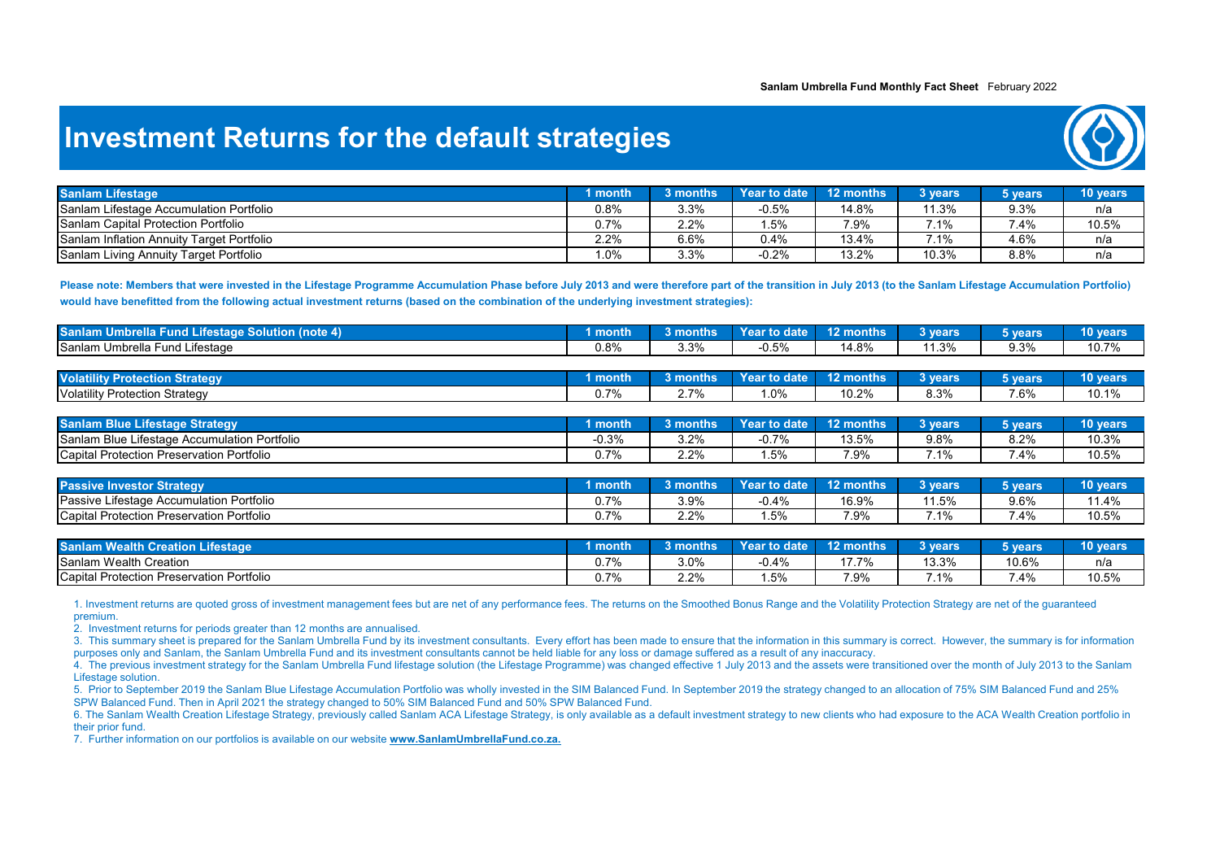# Investment Returns for the default strategies

| Sanlam Lifestage | 1 month | 3 months | Year to date | 12 months | 3 years | 5 years | 10 years |
|---|---|---|---|---|---|---|---|
| Sanlam Lifestage Accumulation Portfolio | 0.8% | 3.3% | -0.5% | 14.8% | 11.3% | 9.3% | n/a |
| Sanlam Capital Protection Portfolio | 0.7% | 2.2% | 1.5% | 7.9% | 7.1% | 7.4% | 10.5% |
| Sanlam Inflation Annuity Target Portfolio | 2.2% | 6.6% | 0.4% | 13.4% | 7.1% | 4.6% | n/a |
| Sanlam Living Annuity Target Portfolio | 1.0% | 3.3% | -0.2% | 13.2% | 10.3% | 8.8% | n/a |

**Please note: Members that were invested in the Lifestage Programme Accumulation Phase before July 2013 and were therefore part of the transition in July 2013 (to the Sanlam Lifestage Accumulation Portfolio) would have benefitted from the following actual investment returns (based on the combination of the underlying investment strategies):**

| Sanlam Umbrella Fund Lifestage Solution (note 4) | 1 month | 3 months | Year to date | 12 months | 3 years | 5 years | 10 years |
|---|---|---|---|---|---|---|---|
| Sanlam Umbrella Fund Lifestage | 0.8% | 3.3% | -0.5% | 14.8% | 11.3% | 9.3% | 10.7% |

| Volatility Protection Strategy | 1 month | 3 months | Year to date | 12 months | 3 years | 5 years | 10 years |
|---|---|---|---|---|---|---|---|
| Volatility Protection Strategy | 0.7% | 2.7% | 1.0% | 10.2% | 8.3% | 7.6% | 10.1% |

| Sanlam Blue Lifestage Strategy | 1 month | 3 months | Year to date | 12 months | 3 years | 5 years | 10 years |
|---|---|---|---|---|---|---|---|
| Sanlam Blue Lifestage Accumulation Portfolio | -0.3% | 3.2% | -0.7% | 13.5% | 9.8% | 8.2% | 10.3% |
| Capital Protection Preservation Portfolio | 0.7% | 2.2% | 1.5% | 7.9% | 7.1% | 7.4% | 10.5% |

| Passive Investor Strategy | 1 month | 3 months | Year to date | 12 months | 3 years | 5 years | 10 years |
|---|---|---|---|---|---|---|---|
| Passive Lifestage Accumulation Portfolio | 0.7% | 3.9% | -0.4% | 16.9% | 11.5% | 9.6% | 11.4% |
| Capital Protection Preservation Portfolio | 0.7% | 2.2% | 1.5% | 7.9% | 7.1% | 7.4% | 10.5% |

| Sanlam Wealth Creation Lifestage | 1 month | 3 months | Year to date | 12 months | 3 years | 5 years | 10 years |
|---|---|---|---|---|---|---|---|
| Sanlam Wealth Creation | 0.7% | 3.0% | -0.4% | 17.7% | 13.3% | 10.6% | n/a |
| Capital Protection Preservation Portfolio | 0.7% | 2.2% | 1.5% | 7.9% | 7.1% | 7.4% | 10.5% |

1. Investment returns are quoted gross of investment management fees but are net of any performance fees. The returns on the Smoothed Bonus Range and the Volatility Protection Strategy are net of the guaranteed premium.
2. Investment returns for periods greater than 12 months are annualised.
3. This summary sheet is prepared for the Sanlam Umbrella Fund by its investment consultants. Every effort has been made to ensure that the information in this summary is correct. However, the summary is for information purposes only and Sanlam, the Sanlam Umbrella Fund and its investment consultants cannot be held liable for any loss or damage suffered as a result of any inaccuracy.
4. The previous investment strategy for the Sanlam Umbrella Fund lifestage solution (the Lifestage Programme) was changed effective 1 July 2013 and the assets were transitioned over the month of July 2013 to the Sanlam Lifestage solution.
5. Prior to September 2019 the Sanlam Blue Lifestage Accumulation Portfolio was wholly invested in the SIM Balanced Fund. In September 2019 the strategy changed to an allocation of 75% SIM Balanced Fund and 25% SPW Balanced Fund. Then in April 2021 the strategy changed to 50% SIM Balanced Fund and 50% SPW Balanced Fund.
6. The Sanlam Wealth Creation Lifestage Strategy, previously called Sanlam ACA Lifestage Strategy, is only available as a default investment strategy to new clients who had exposure to the ACA Wealth Creation portfolio in their prior fund.
7. Further information on our portfolios is available on our website **www.SanlamUmbrellaFund.co.za.**